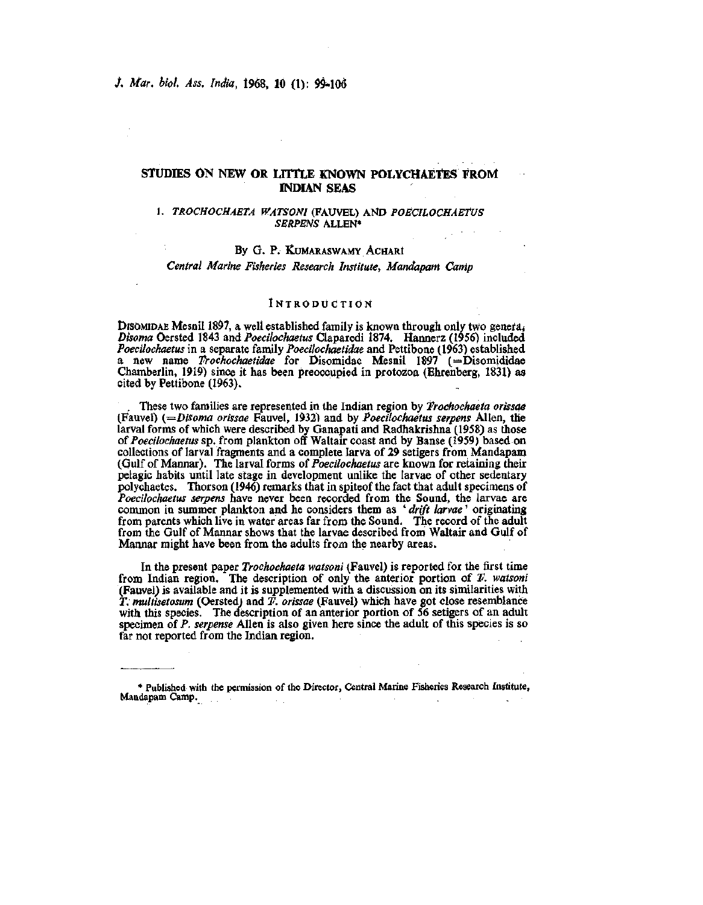# STUDIES ON NEW OR LITTLE KNOWN POLYCHAETES FROM INDIAN SEAS

## 1. *TROCHOCHAETA WATSONI* (FAUVEL) AND *POECILOCHAETUS SERPENS* ALLEN*

By G. P. Kumaraswamy Achari

*Central Marine Fisheries Research Institute, Mandapam Camp*

## Introduction

Disomidae Mesnil 1897, a well established family is known through only two genera, *Disoma* Oersted 1843 and *Poecilochaetus* Claparedi 1874. Hannerz (1956) included *Poecilochaetus* in a separate family *Poecilochaetidae* and Pettibone (1963) established a new name *Trochochaetidae* for Disomidae Mesnil 1897 (=Disomididae Chamberlin, 1919) since it has been preoccupied in protozoa (Ehrenberg, 1831) as cited by Pettibone (1963).

These two families are represented in the Indian region by *Trochochaeta orissae* (Fauvel) (=*Disoma orissae* Fauvel, 1932) and by *Poecilochaetus serpens* Allen, the larval forms of which were described by Ganapati and Radhakrishna (1958) as those of *Poecilochaetus* sp. from plankton off Waltair coast and by Banse (1959) based on collections of larval fragments and a complete larva of 29 setigers from Mandapam (Gulf of Mannar). The larval forms of *Poecilochaetus* are known for retaining their pelagic habits until late stage in development unlike the larvae of other sedentary polychaetes. Thorson (1946) remarks that in spiteof the fact that adult specimens of *Poecilochaetus serpens* have never been recorded from the Sound, the larvae are common in summer plankton and he considers them as '*drift larvae*' originating from parents which live in water areas far from the Sound. The record of the adult from the Gulf of Mannar shows that the larvae described from Waltair and Gulf of Mannar might have been from the adults from the nearby areas.

In the present paper *Trochochaeta watsoni* (Fauvel) is reported for the first time from Indian region. The description of only the anterior portion of *T. watsoni* (Fauvel) is available and it is supplemented with a discussion on its similarities with *T. multisetosum* (Oersted) and *T. orissae* (Fauvel) which have got close resemblance with this species. The description of an anterior portion of 56 setigers of an adult specimen of *P. serpense* Allen is also given here since the adult of this species is so far not reported from the Indian region.

---

* Published with the permission of the Director, Central Marine Fisheries Research Institute, Mandapam Camp.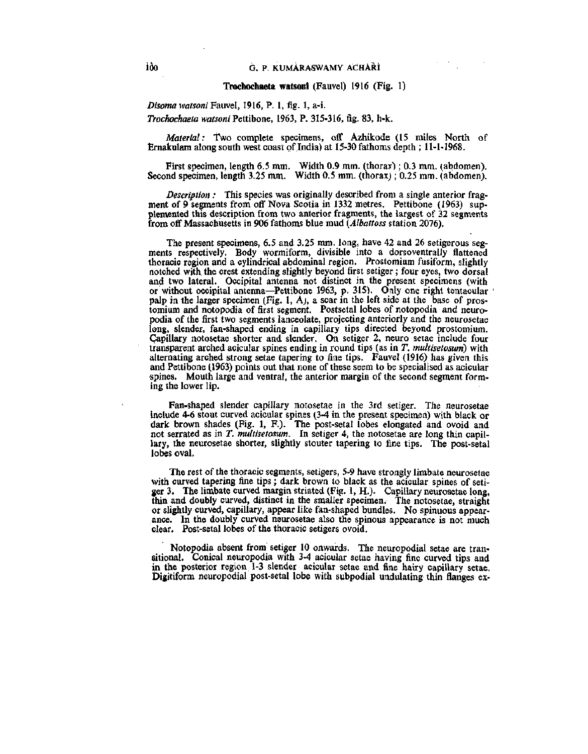### Trochochaeta watsoni (Fauvel) 1916 (Fig. 1)

*Disoma watsoni* Fauvel, 1916, P. 1, fig. 1, a-i.

*Trochochaeta watsoni* Pettibone, 1963, P. 315-316, fig. 83, h-k.

*Material:* Two complete specimens, off Azhikode (15 miles North of Ernakulam along south west coast of India) at 15-30 fathoms depth ; 11-1-1968.

First specimen, length 6.5 mm. Width 0.9 mm. (thorax) ; 0.3 mm. (abdomen). Second specimen, length 3.25 mm. Width 0.5 mm. (thorax) ; 0.25 mm. (abdomen).

*Description:* This species was originally described from a single anterior fragment of 9 segments from off Nova Scotia in 1332 metres. Pettibone (1963) supplemented this description from two anterior fragments, the largest of 32 segments from off Massachusetts in 906 fathoms blue mud (*Albattoss* station 2076).

The present specimens, 6.5 and 3.25 mm. long, have 42 and 26 setigerous segments respectively. Body wormiform, divisible into a dorsoventrally flattened thoracic region and a cylindrical abdominal region. Prostomium fusiform, slightly notched with the crest extending slightly beyond first setiger ; four eyes, two dorsal and two lateral. Occipital antenna not distinct in the present specimens (with or without occipital antenna—Pettibone 1963, p. 315). Only one right tentacular palp in the larger specimen (Fig. 1, A), a scar in the left side at the base of prostomium and notopodia of first segment. Postsetal lobes of notopodia and neuropodia of the first two segments lanceolate, projecting anteriorly and the neurosetae long, slender, fan-shaped ending in capillary tips directed beyond prostomium. Capillary notosetae shorter and slender. On setiger 2, neuro setae include four transparent arched acicular spines ending in round tips (as in *T. multisetosum*) with alternating arched strong setae tapering to fine tips. Fauvel (1916) has given this and Pettibone (1963) points out that none of these seem to be specialised as acicular spines. Mouth large and ventral, the anterior margin of the second segment forming the lower lip.

Fan-shaped slender capillary notosetae in the 3rd setiger. The neurosetae include 4-6 stout curved acicular spines (3-4 in the present specimen) with black or dark brown shades (Fig. 1, F.). The post-setal lobes elongated and ovoid and not serrated as in *T. multisetosum*. In setiger 4, the notosetae are long thin capillary, the neurosetae shorter, slightly stouter tapering to fine tips. The post-setal lobes oval.

The rest of the thoracic segments, setigers, 5-9 have strongly limbate neurosetae with curved tapering fine tips ; dark brown to black as the acicular spines of setiger 3. The limbate curved margin striated (Fig. 1, H.). Capillary neurosetae long, thin and doubly curved, distinct in the smaller specimen. The notosetae, straight or slightly curved, capillary, appear like fan-shaped bundles. No spinuous appearance. In the doubly curved neurosetae also the spinous appearance is not much clear. Post-setal lobes of the thoracic setigers ovoid.

Notopodia absent from setiger 10 onwards. The neuropodial setae are transitional. Conical neuropodia with 3-4 acicular setae having fine curved tips and in the posterior region 1-3 slender acicular setae and fine hairy capillary setae. Digitiform neuropodial post-setal lobe with subpodial undulating thin flanges ex-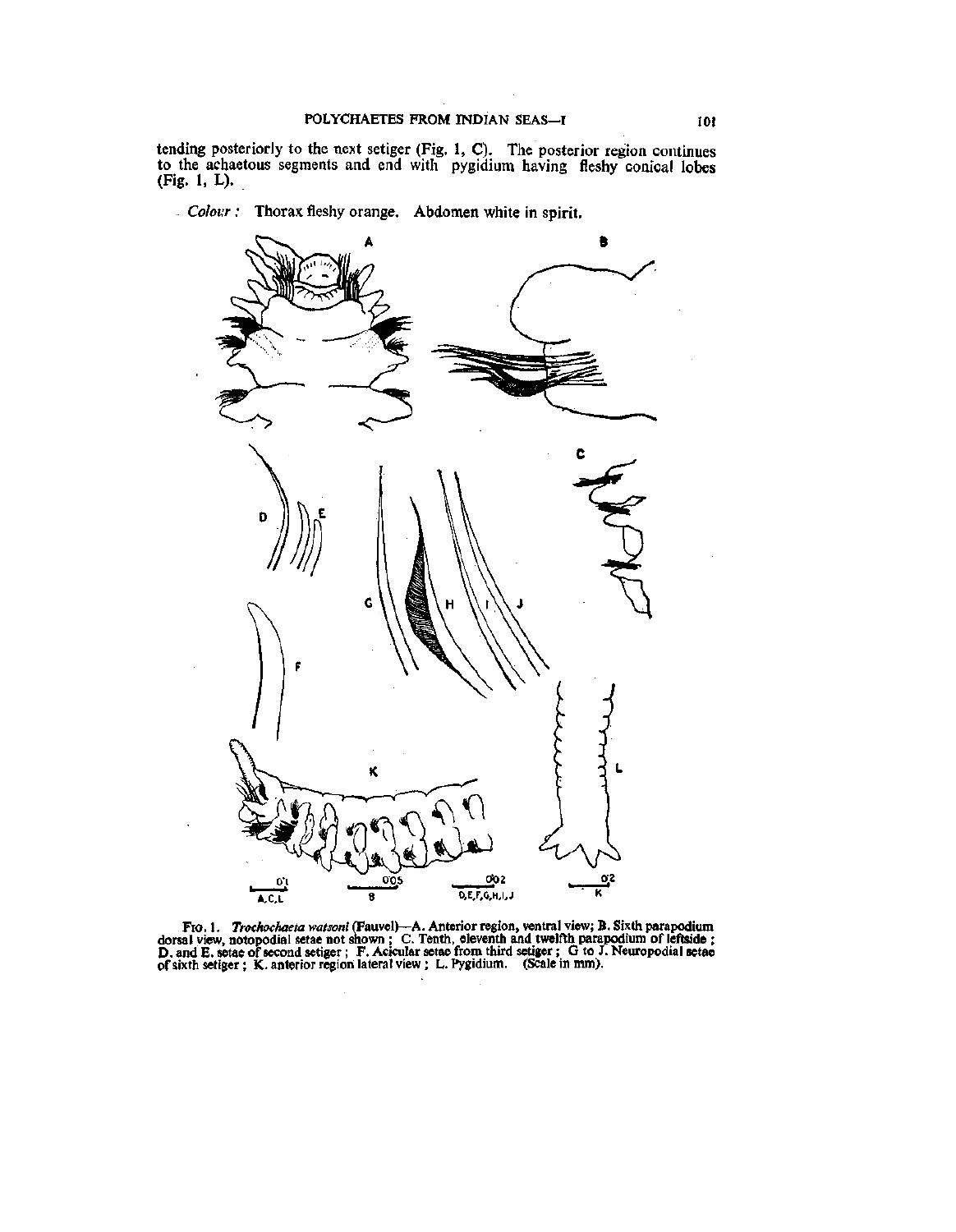tending posteriorly to the next setiger (Fig. 1, C). The posterior region continues to the achaetous segments and end with pygidium having fleshy conical lobes (Fig. 1, L).

*Colour:* Thorax fleshy orange. Abdomen white in spirit.

FIG. 1. *Trochochaeta watsoni* (Fauvel)—A. Anterior region, ventral view; B. Sixth parapodium dorsal view, notopodial setae not shown; C. Tenth, eleventh and twelfth parapodium of leftside; D. and E. setae of second setiger; F. Acicular setae from third setiger; G to J. Neuropodial setae of sixth setiger; K. anterior region lateral view; L. Pygidium. (Scale in mm).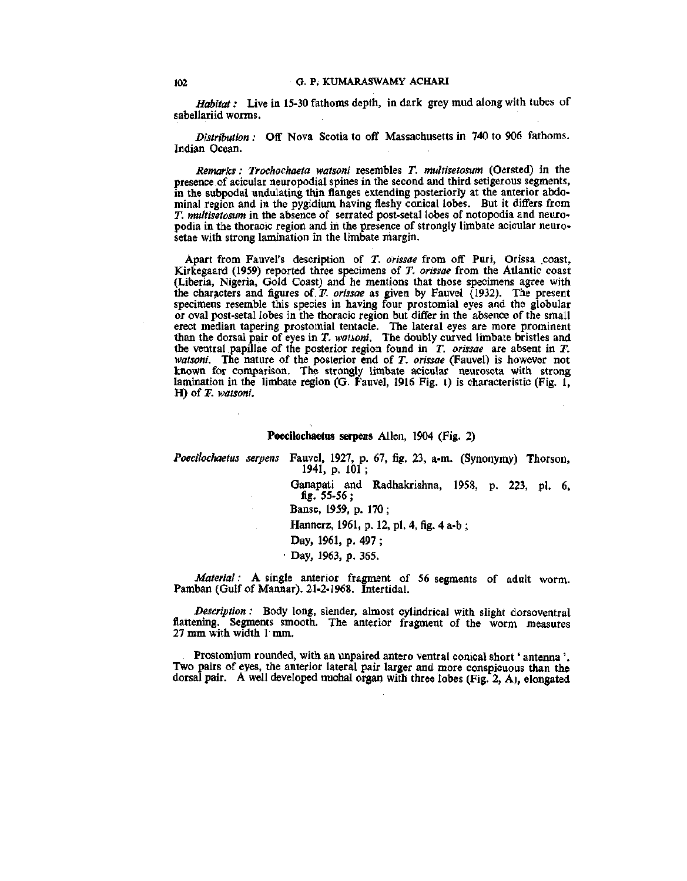*Habitat:* Live in 15-30 fathoms depth, in dark grey mud along with tubes of sabellariid worms.

*Distribution:* Off Nova Scotia to off Massachusetts in 740 to 906 fathoms. Indian Ocean.

*Remarks: Trochochaeta watsoni* resembles *T. multisetosum* (Oersted) in the presence of acicular neuropodial spines in the second and third setigerous segments, in the subpodal undulating thin flanges extending posteriorly at the anterior abdominal region and in the pygidium having fleshy conical lobes. But it differs from *T. multisetosum* in the absence of serrated post-setal lobes of notopodia and neuropodia in the thoracic region and in the presence of strongly limbate acicular neurosetae with strong lamination in the limbate margin.

Apart from Fauvel's description of *T. orissae* from off Puri, Orissa coast, Kirkegaard (1959) reported three specimens of *T. orissae* from the Atlantic coast (Liberia, Nigeria, Gold Coast) and he mentions that those specimens agree with the characters and figures of *T. orissae* as given by Fauvel (1932). The present specimens resemble this species in having four prostomial eyes and the globular or oval post-setal lobes in the thoracic region but differ in the absence of the small erect median tapering prostomial tentacle. The lateral eyes are more prominent than the dorsal pair of eyes in *T. watsoni*. The doubly curved limbate bristles and the ventral papillae of the posterior region found in *T. orissae* are absent in *T. watsoni*. The nature of the posterior end of *T. orissae* (Fauvel) is however not known for comparison. The strongly limbate acicular neuroseta with strong lamination in the limbate region (G. Fauvel, 1916 Fig. 1) is characteristic (Fig. 1, H) of *T. watsoni*.

### **Poecilochaetus serpens** Allen, 1904 (Fig. 2)

*Poecilochaetus serpens* Fauvel, 1927, p. 67, fig. 23, a-m. (Synonymy) Thorson, 1941, p. 101;

Ganapati and Radhakrishna, 1958, p. 223, pl. 6, fig. 55-56;

Banse, 1959, p. 170;

Hannerz, 1961, p. 12, pl. 4, fig. 4 a-b;

Day, 1961, p. 497;

Day, 1963, p. 365.

*Material:* A single anterior fragment of 56 segments of adult worm. Pamban (Gulf of Mannar). 21-2-1968. Intertidal.

*Description:* Body long, slender, almost cylindrical with slight dorsoventral flattening. Segments smooth. The anterior fragment of the worm measures 27 mm with width 1 mm.

Prostomium rounded, with an unpaired antero ventral conical short 'antenna'. Two pairs of eyes, the anterior lateral pair larger and more conspicuous than the dorsal pair. A well developed nuchal organ with three lobes (Fig. 2, A), elongated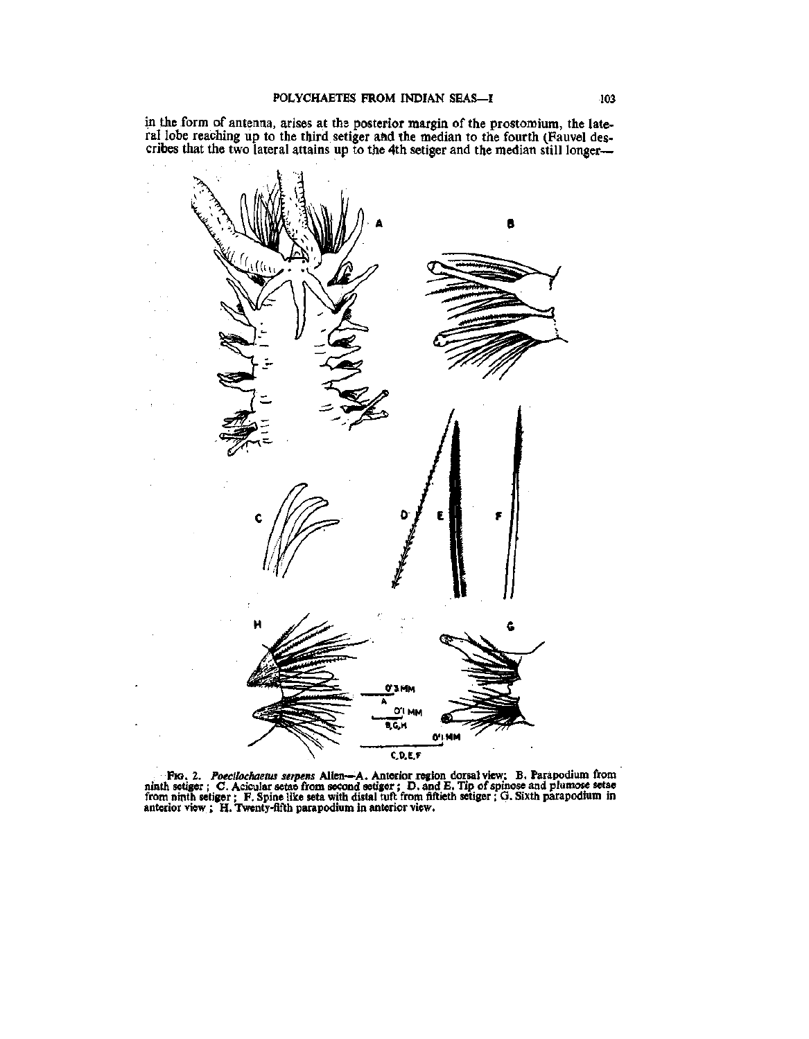in the form of antenna, arises at the posterior margin of the prostomium, the lateral lobe reaching up to the third setiger and the median to the fourth (Fauvel describes that the two lateral attains up to the 4th setiger and the median still longer—

Fig. 2. *Poecilochaetus serpens* Allen—A. Anterior region dorsal view; B. Parapodium from ninth setiger; C. Acicular setae from second setiger; D. and E. Tip of spinose and plumose setae from ninth setiger; F. Spine like seta with distal tuft from fiftieth setiger; G. Sixth parapodium in anterior view; H. Twenty-fifth parapodium in anterior view.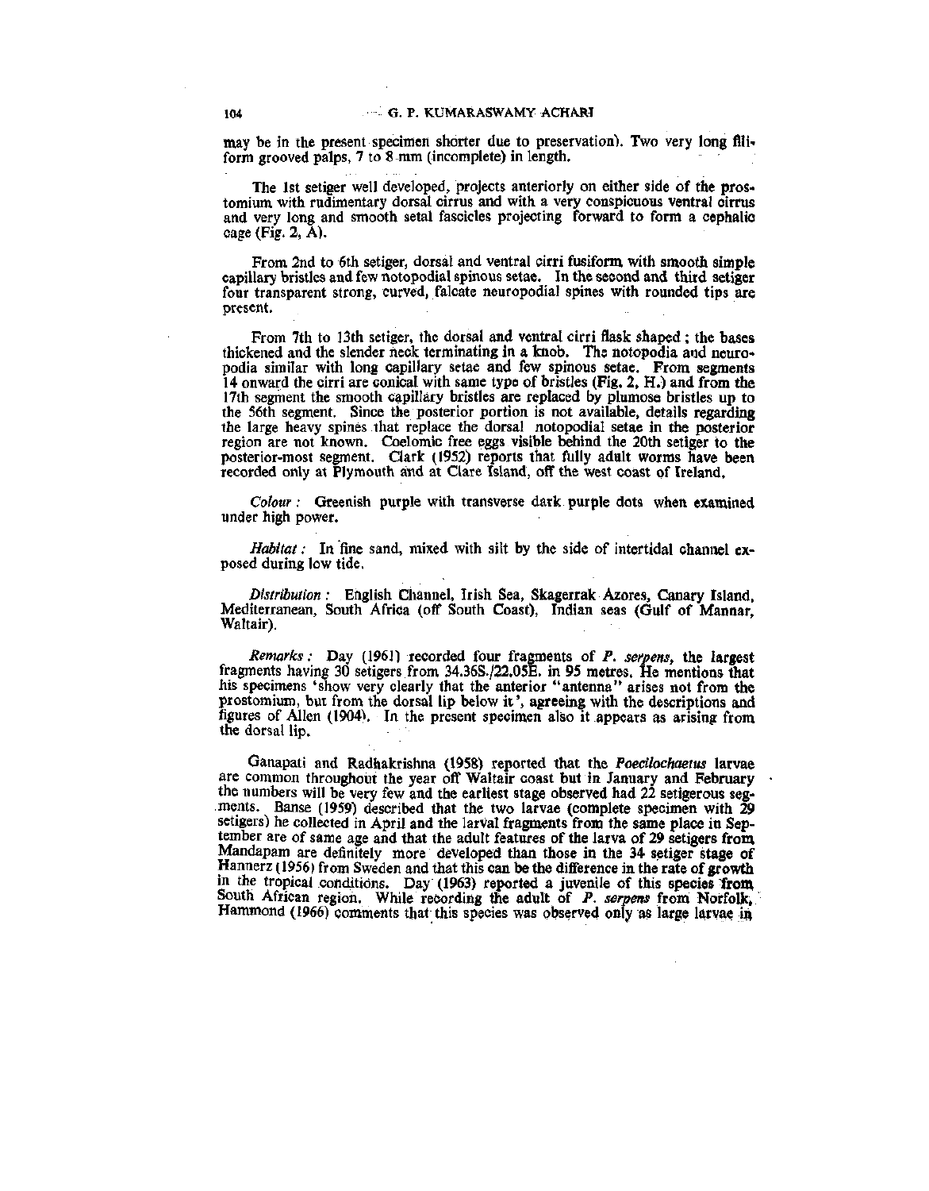may be in the present specimen shorter due to preservation). Two very long filiform grooved palps, 7 to 8 mm (incomplete) in length.

The 1st setiger well developed, projects anteriorly on either side of the prostomium with rudimentary dorsal cirrus and with a very conspicuous ventral cirrus and very long and smooth setal fascicles projecting forward to form a cephalic cage (Fig. 2, A).

From 2nd to 6th setiger, dorsal and ventral cirri fusiform with smooth simple capillary bristles and few notopodial spinous setae. In the second and third setiger four transparent strong, curved, falcate neuropodial spines with rounded tips are present.

From 7th to 13th setiger, the dorsal and ventral cirri flask shaped; the bases thickened and the slender neck terminating in a knob. The notopodia and neuropodia similar with long capillary setae and few spinous setae. From segments 14 onward the cirri are conical with same type of bristles (Fig. 2, H.) and from the 17th segment the smooth capillary bristles are replaced by plumose bristles up to the 56th segment. Since the posterior portion is not available, details regarding the large heavy spines that replace the dorsal notopodial setae in the posterior region are not known. Coelomic free eggs visible behind the 20th setiger to the posterior-most segment. Clark (1952) reports that fully adult worms have been recorded only at Plymouth and at Clare Island, off the west coast of Ireland.

*Colour:* Greenish purple with transverse dark purple dots when examined under high power.

*Habitat:* In fine sand, mixed with silt by the side of intertidal channel exposed during low tide.

*Distribution:* English Channel, Irish Sea, Skagerrak Azores, Canary Island, Mediterranean, South Africa (off South Coast), Indian seas (Gulf of Mannar, Waltair).

*Remarks:* Day (1961) recorded four fragments of *P. serpens*, the largest fragments having 30 setigers from 34.36S./22.05E. in 95 metres. He mentions that his specimens 'show very clearly that the anterior "antenna" arises not from the prostomium, but from the dorsal lip below it', agreeing with the descriptions and figures of Allen (1904). In the present specimen also it appears as arising from the dorsal lip.

Ganapati and Radhakrishna (1958) reported that the *Poecilochaetus* larvae are common throughout the year off Waltair coast but in January and February the numbers will be very few and the earliest stage observed had 22 setigerous segments. Banse (1959) described that the two larvae (complete specimen with 29 setigers) he collected in April and the larval fragments from the same place in September are of same age and that the adult features of the larva of 29 setigers from Mandapam are definitely more developed than those in the 34 setiger stage of Hannerz (1956) from Sweden and that this can be the difference in the rate of growth in the tropical conditions. Day (1963) reported a juvenile of this species from South African region. While recording the adult of *P. serpens* from Norfolk, Hammond (1966) comments that this species was observed only as large larvae in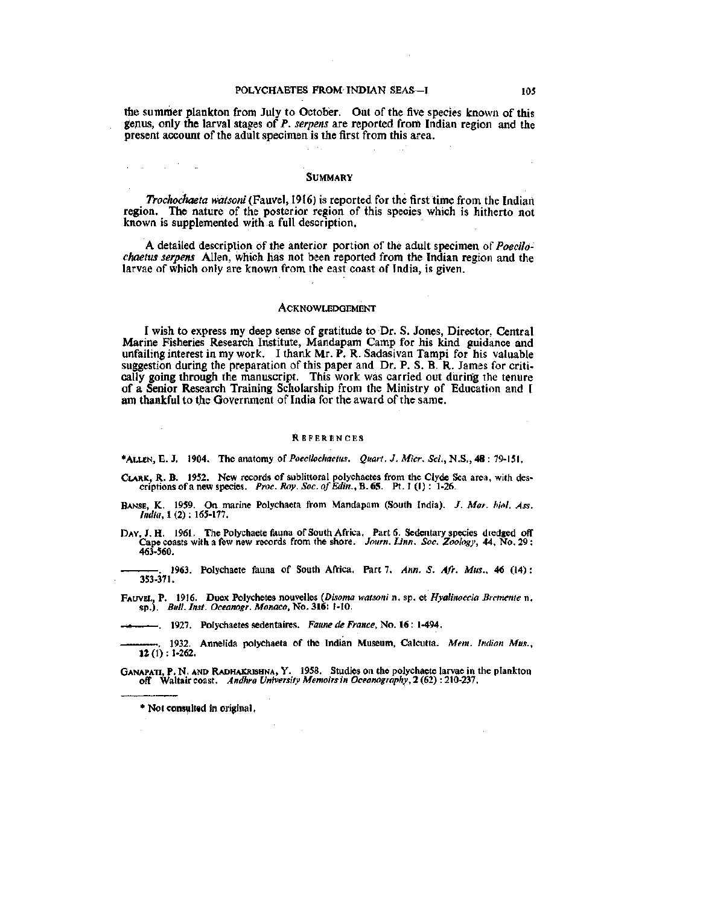the summer plankton from July to October. Out of the five species known of this genus, only the larval stages of *P. serpens* are reported from Indian region and the present account of the adult specimen is the first from this area.

## Summary

*Trochochaeta watsoni* (Fauvel, 1916) is reported for the first time from the Indian region. The nature of the posterior region of this species which is hitherto not known is supplemented with a full description.

A detailed description of the anterior portion of the adult specimen of *Poecilochaetus serpens* Allen, which has not been reported from the Indian region and the larvae of which only are known from the east coast of India, is given.

## Acknowledgement

I wish to express my deep sense of gratitude to Dr. S. Jones, Director, Central Marine Fisheries Research Institute, Mandapam Camp for his kind guidance and unfailing interest in my work. I thank Mr. P. R. Sadasivan Tampi for his valuable suggestion during the preparation of this paper and Dr. P. S. B. R. James for critically going through the manuscript. This work was carried out during the tenure of a Senior Research Training Scholarship from the Ministry of Education and I am thankful to the Government of India for the award of the same.

## References

*Allen, E. J. 1904. The anatomy of *Poecilochaetus*. *Quart. J. Micr. Sci.*, N.S., **48** : 79-151.

Clark, R. B. 1952. New records of sublittoral polychaetes from the Clyde Sea area, with descriptions of a new species. *Proc. Roy. Soc. of Edin.*, B. **65**. Pt. I (1) : 1-26.

Banse, K. 1959. On marine Polychaeta from Mandapam (South India). *J. Mar. biol. Ass. India*, **1** (2) : 165-177.

Day, J. H. 1961. The Polychaete fauna of South Africa. Part 6. Sedentary species dredged off Cape coasts with a few new records from the shore. *Journ. Linn. Soc. Zoology*, **44**, No. 29 : 463-560.

———. 1963. Polychaete fauna of South Africa. Part 7. *Ann. S. Afr. Mus.*, **46** (14) : 353-371.

Fauvel, P. 1916. Duex Polychetes nouvelles (*Disoma watsoni* n. sp. et *Hyalinoecia Brementе* n. sp.). *Bull. Inst. Oceanogr. Monaco*, No. **316**: 1-10.

———. 1927. Polychaetes sedentaires. *Faune de France*, No. **16** : 1-494.

———. 1932. Annelida polychaeta of the Indian Museum, Calcutta. *Mem. Indian Mus.*, **12** (1) : 1-262.

Ganapati, P. N. and Radhakrishna, Y. 1958. Studies on the polychaete larvae in the plankton off Waltair coast. *Andhra University Memoirs in Oceanography*, **2** (62) : 210-237.

---

\* Not consulted in original.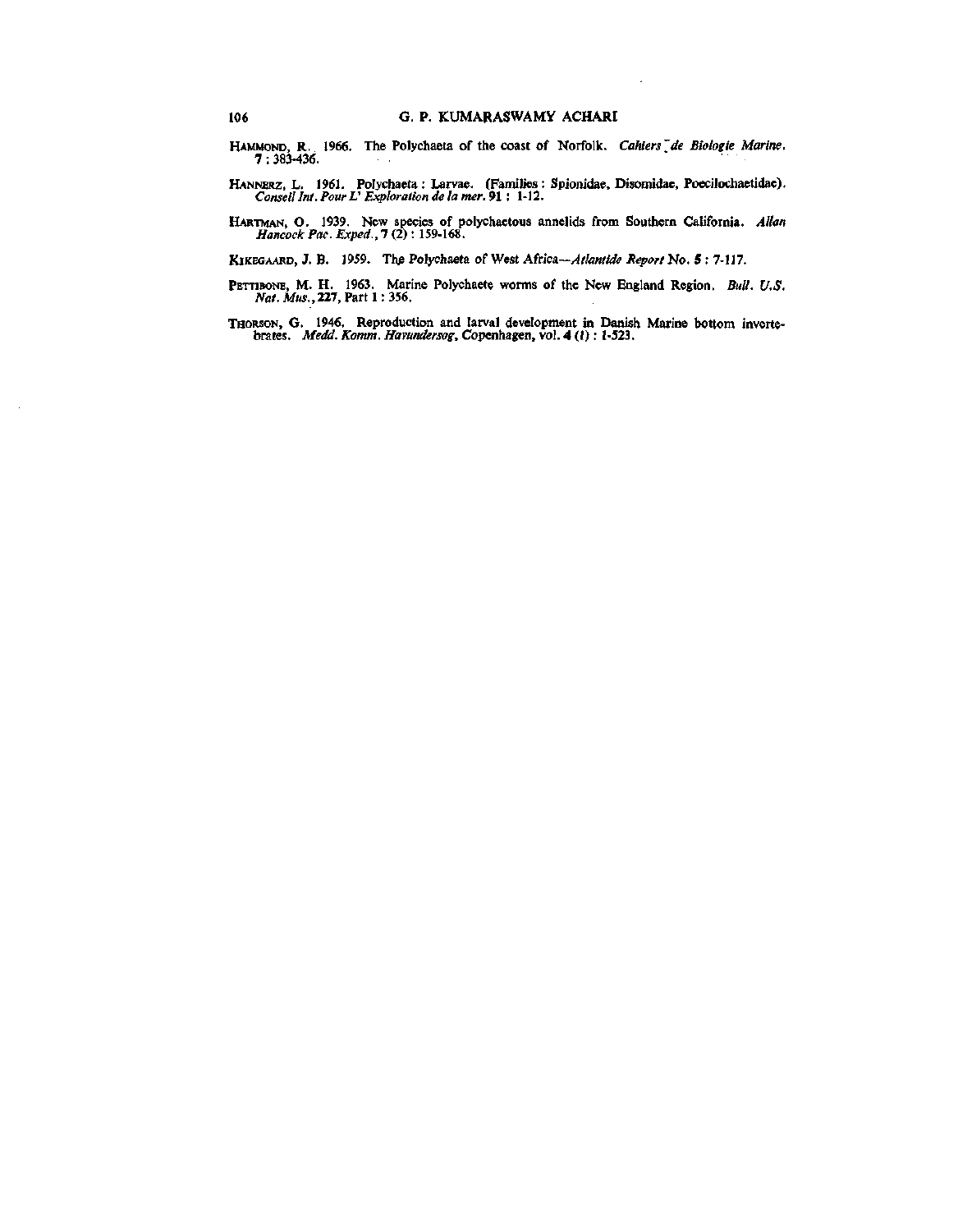HAMMOND, R. 1966. The Polychaeta of the coast of Norfolk. *Cahiers de Biologie Marine*. **7** : 383-436.

HANNERZ, L. 1961. Polychaeta : Larvae. (Families : Spionidae, Disomidae, Poecilochaetidae). *Conseil Int. Pour L' Exploration de la mer*. **91** : 1-12.

HARTMAN, O. 1939. New species of polychaetous annelids from Southern California. *Allan Hancock Pac. Exped.*, **7** (2) : 159-168.

KIKEGAARD, J. B. 1959. The Polychaeta of West Africa—*Atlantide Report* No. **5** : 7-117.

PETTIBONE, M. H. 1963. Marine Polychaete worms of the New England Region. *Bull. U.S. Nat. Mus.*, **227**, Part **1** : 356.

THORSON, G. 1946. Reproduction and larval development in Danish Marine bottom invertebrates. *Medd. Komm. Havundersog*, Copenhagen, vol. **4** (1) : 1-523.